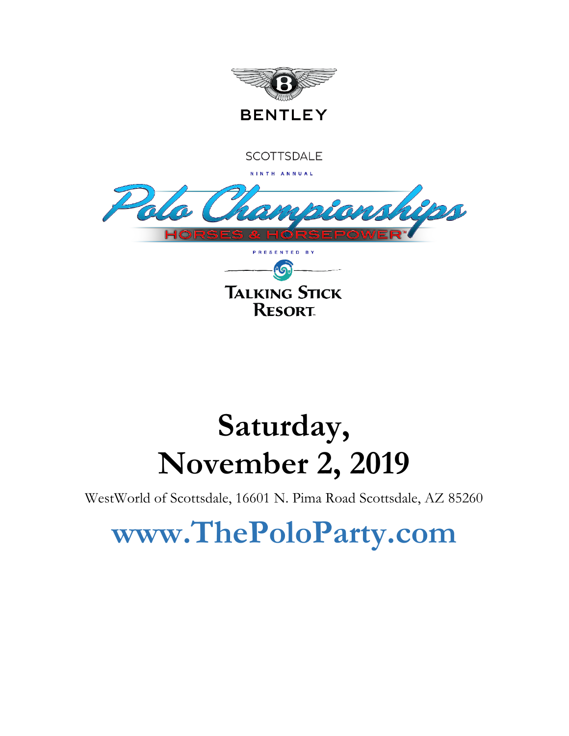BENTLEY

SCOTTSDALE

NINTH ANNUAL

# Polo Championships

HORSES & HORSEPOWER™

PRESENTED BY

TALKING STICK RESORT™

# Saturday, November 2, 2019

WestWorld of Scottsdale, 16601 N. Pima Road Scottsdale, AZ 85260

## www.ThePoloParty.com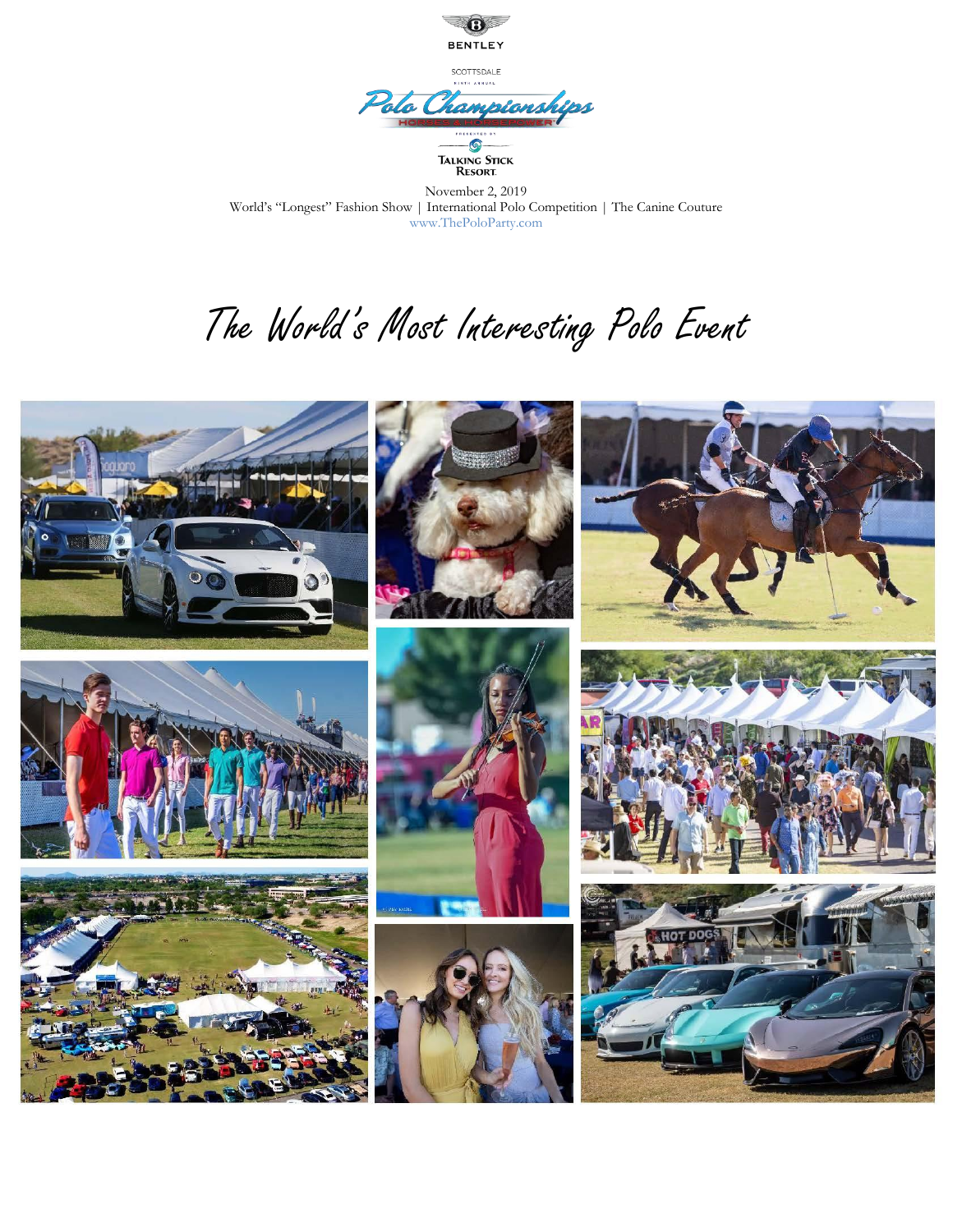BENTLEY

SCOTTSDALE

NINTH ANNUAL

# Polo Championships

HORSES & HORSEPOWER

PRESENTED BY

TALKING STICK RESORT

November 2, 2019

World's "Longest" Fashion Show | International Polo Competition | The Canine Couture

www.ThePoloParty.com

## *The World's Most Interesting Polo Event*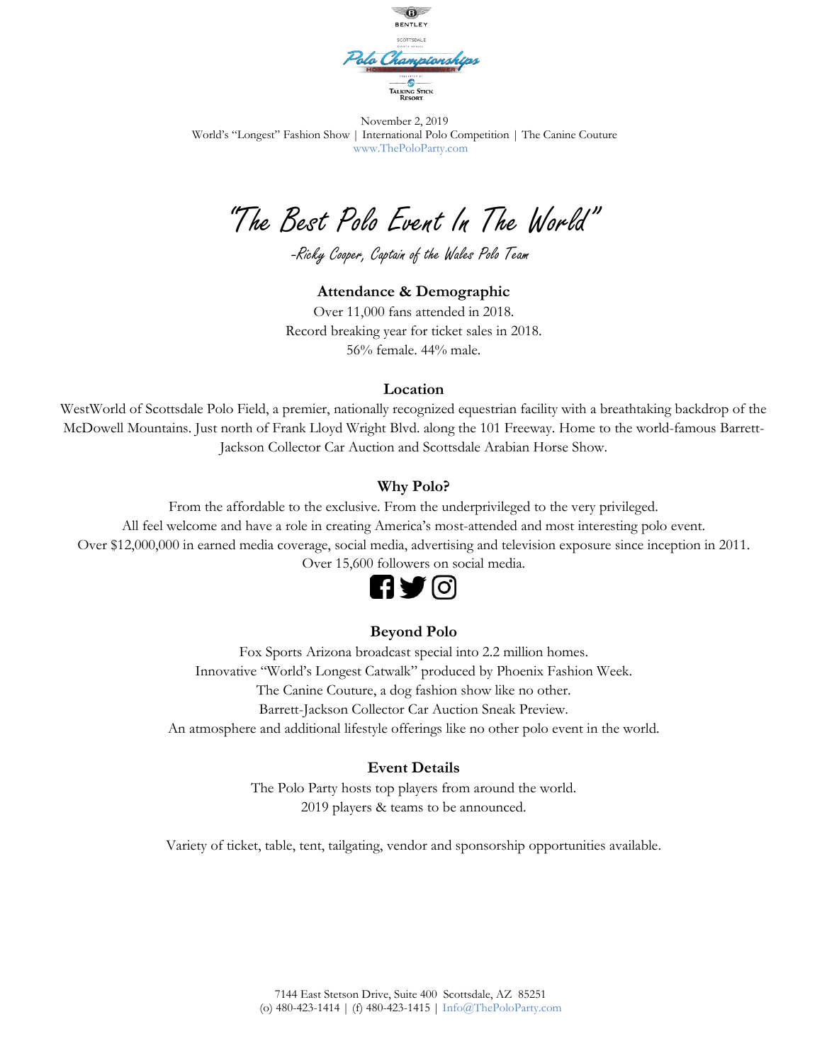BENTLEY

SCOTTSDALE

Polo Championships

TALKING STICK RESORT

November 2, 2019
World's "Longest" Fashion Show | International Polo Competition | The Canine Couture
www.ThePoloParty.com

# "The Best Polo Event In The World"

*-Ricky Cooper, Captain of the Wales Polo Team*

### Attendance & Demographic

Over 11,000 fans attended in 2018.
Record breaking year for ticket sales in 2018.
56% female. 44% male.

### Location

WestWorld of Scottsdale Polo Field, a premier, nationally recognized equestrian facility with a breathtaking backdrop of the McDowell Mountains. Just north of Frank Lloyd Wright Blvd. along the 101 Freeway. Home to the world-famous Barrett-Jackson Collector Car Auction and Scottsdale Arabian Horse Show.

### Why Polo?

From the affordable to the exclusive. From the underprivileged to the very privileged.
All feel welcome and have a role in creating America's most-attended and most interesting polo event.
Over $12,000,000 in earned media coverage, social media, advertising and television exposure since inception in 2011.
Over 15,600 followers on social media.

### Beyond Polo

Fox Sports Arizona broadcast special into 2.2 million homes.
Innovative "World's Longest Catwalk" produced by Phoenix Fashion Week.
The Canine Couture, a dog fashion show like no other.
Barrett-Jackson Collector Car Auction Sneak Preview.
An atmosphere and additional lifestyle offerings like no other polo event in the world.

### Event Details

The Polo Party hosts top players from around the world.
2019 players & teams to be announced.

Variety of ticket, table, tent, tailgating, vendor and sponsorship opportunities available.

7144 East Stetson Drive, Suite 400 Scottsdale, AZ 85251
(o) 480-423-1414 | (f) 480-423-1415 | Info@ThePoloParty.com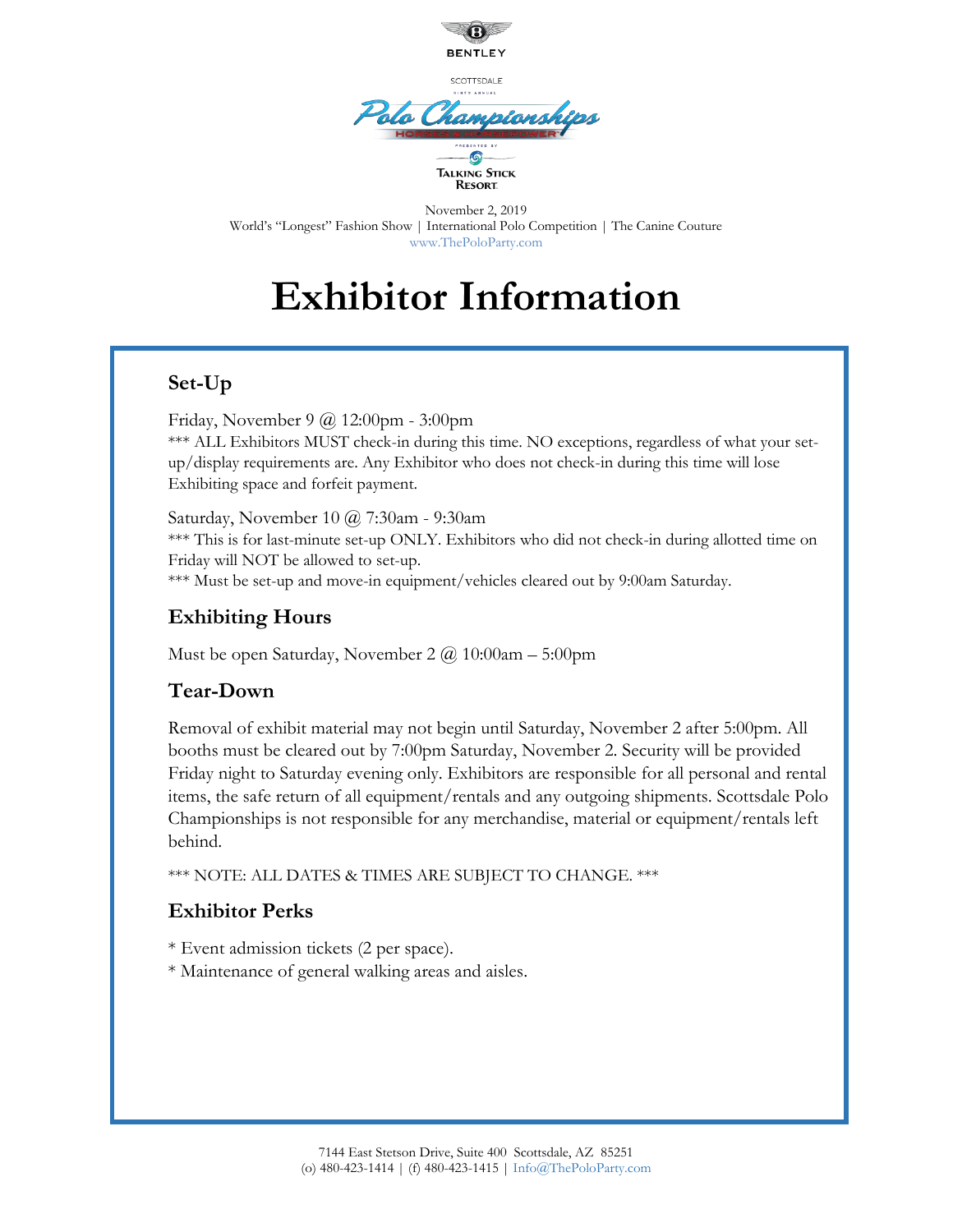BENTLEY

SCOTTSDALE

Polo Championships

HORSES & HORSEPOWER

PRESENTED BY

Talking Stick Resort

November 2, 2019
World's "Longest" Fashion Show | International Polo Competition | The Canine Couture
www.ThePoloParty.com

# Exhibitor Information

## Set-Up

Friday, November 9 @ 12:00pm - 3:00pm
*** ALL Exhibitors MUST check-in during this time. NO exceptions, regardless of what your set-up/display requirements are. Any Exhibitor who does not check-in during this time will lose Exhibiting space and forfeit payment.

Saturday, November 10 @ 7:30am - 9:30am
*** This is for last-minute set-up ONLY. Exhibitors who did not check-in during allotted time on Friday will NOT be allowed to set-up.
*** Must be set-up and move-in equipment/vehicles cleared out by 9:00am Saturday.

## Exhibiting Hours

Must be open Saturday, November 2 @ 10:00am – 5:00pm

## Tear-Down

Removal of exhibit material may not begin until Saturday, November 2 after 5:00pm. All booths must be cleared out by 7:00pm Saturday, November 2. Security will be provided Friday night to Saturday evening only. Exhibitors are responsible for all personal and rental items, the safe return of all equipment/rentals and any outgoing shipments. Scottsdale Polo Championships is not responsible for any merchandise, material or equipment/rentals left behind.

*** NOTE: ALL DATES & TIMES ARE SUBJECT TO CHANGE. ***

## Exhibitor Perks

* Event admission tickets (2 per space).
* Maintenance of general walking areas and aisles.

7144 East Stetson Drive, Suite 400 Scottsdale, AZ 85251
(o) 480-423-1414 | (f) 480-423-1415 | Info@ThePoloParty.com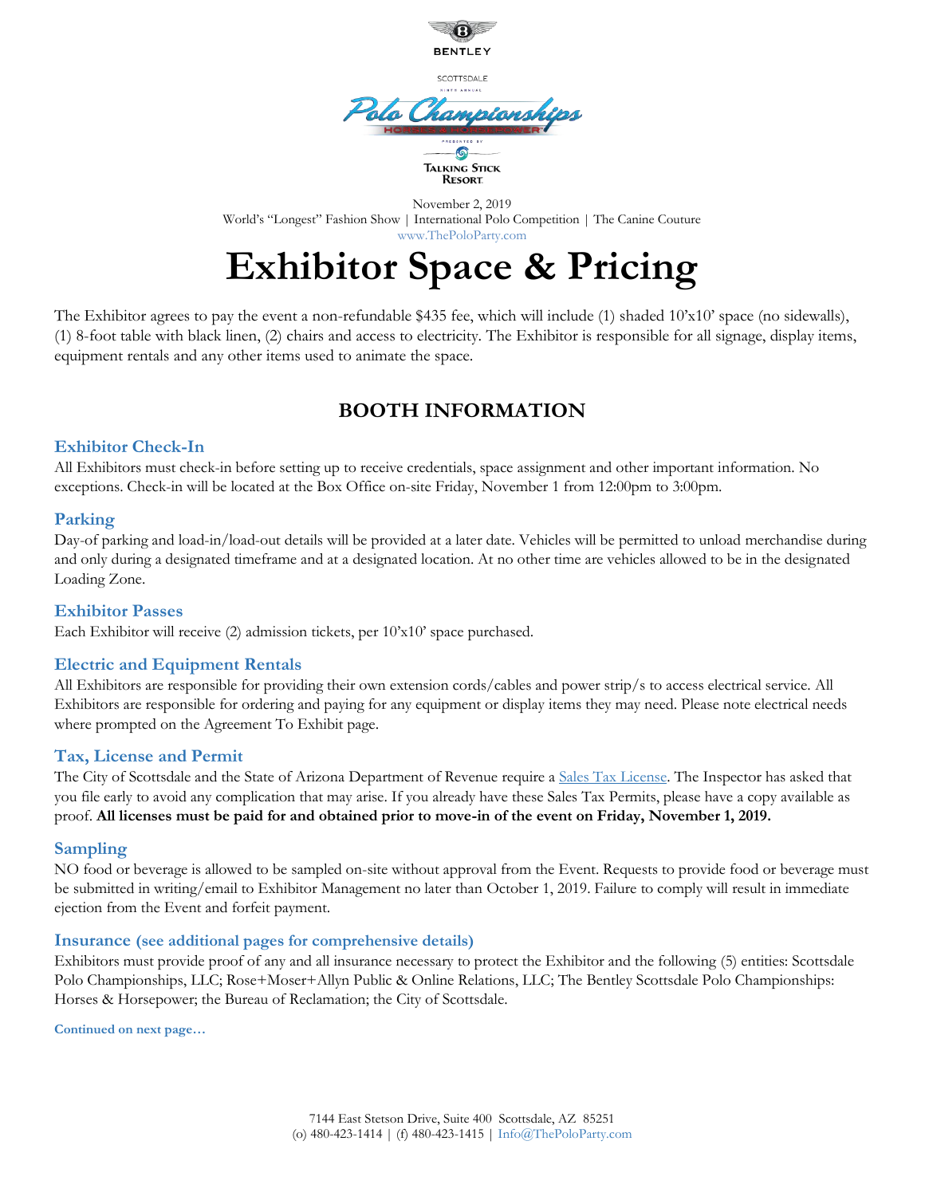BENTLEY

SCOTTSDALE

Polo Championships

HORSES & HORSEPOWER

PRESENTED BY

TALKING STICK RESORT

November 2, 2019
World's "Longest" Fashion Show | International Polo Competition | The Canine Couture
www.ThePoloParty.com

# Exhibitor Space & Pricing

The Exhibitor agrees to pay the event a non-refundable $435 fee, which will include (1) shaded 10'x10' space (no sidewalls), (1) 8-foot table with black linen, (2) chairs and access to electricity. The Exhibitor is responsible for all signage, display items, equipment rentals and any other items used to animate the space.

## BOOTH INFORMATION

### Exhibitor Check-In

All Exhibitors must check-in before setting up to receive credentials, space assignment and other important information. No exceptions. Check-in will be located at the Box Office on-site Friday, November 1 from 12:00pm to 3:00pm.

### Parking

Day-of parking and load-in/load-out details will be provided at a later date. Vehicles will be permitted to unload merchandise during and only during a designated timeframe and at a designated location. At no other time are vehicles allowed to be in the designated Loading Zone.

### Exhibitor Passes

Each Exhibitor will receive (2) admission tickets, per 10'x10' space purchased.

### Electric and Equipment Rentals

All Exhibitors are responsible for providing their own extension cords/cables and power strip/s to access electrical service. All Exhibitors are responsible for ordering and paying for any equipment or display items they may need. Please note electrical needs where prompted on the Agreement To Exhibit page.

### Tax, License and Permit

The City of Scottsdale and the State of Arizona Department of Revenue require a Sales Tax License. The Inspector has asked that you file early to avoid any complication that may arise. If you already have these Sales Tax Permits, please have a copy available as proof. **All licenses must be paid for and obtained prior to move-in of the event on Friday, November 1, 2019.**

### Sampling

NO food or beverage is allowed to be sampled on-site without approval from the Event. Requests to provide food or beverage must be submitted in writing/email to Exhibitor Management no later than October 1, 2019. Failure to comply will result in immediate ejection from the Event and forfeit payment.

### Insurance (see additional pages for comprehensive details)

Exhibitors must provide proof of any and all insurance necessary to protect the Exhibitor and the following (5) entities: Scottsdale Polo Championships, LLC; Rose+Moser+Allyn Public & Online Relations, LLC; The Bentley Scottsdale Polo Championships: Horses & Horsepower; the Bureau of Reclamation; the City of Scottsdale.

**Continued on next page…**

7144 East Stetson Drive, Suite 400 Scottsdale, AZ 85251
(o) 480-423-1414 | (f) 480-423-1415 | Info@ThePoloParty.com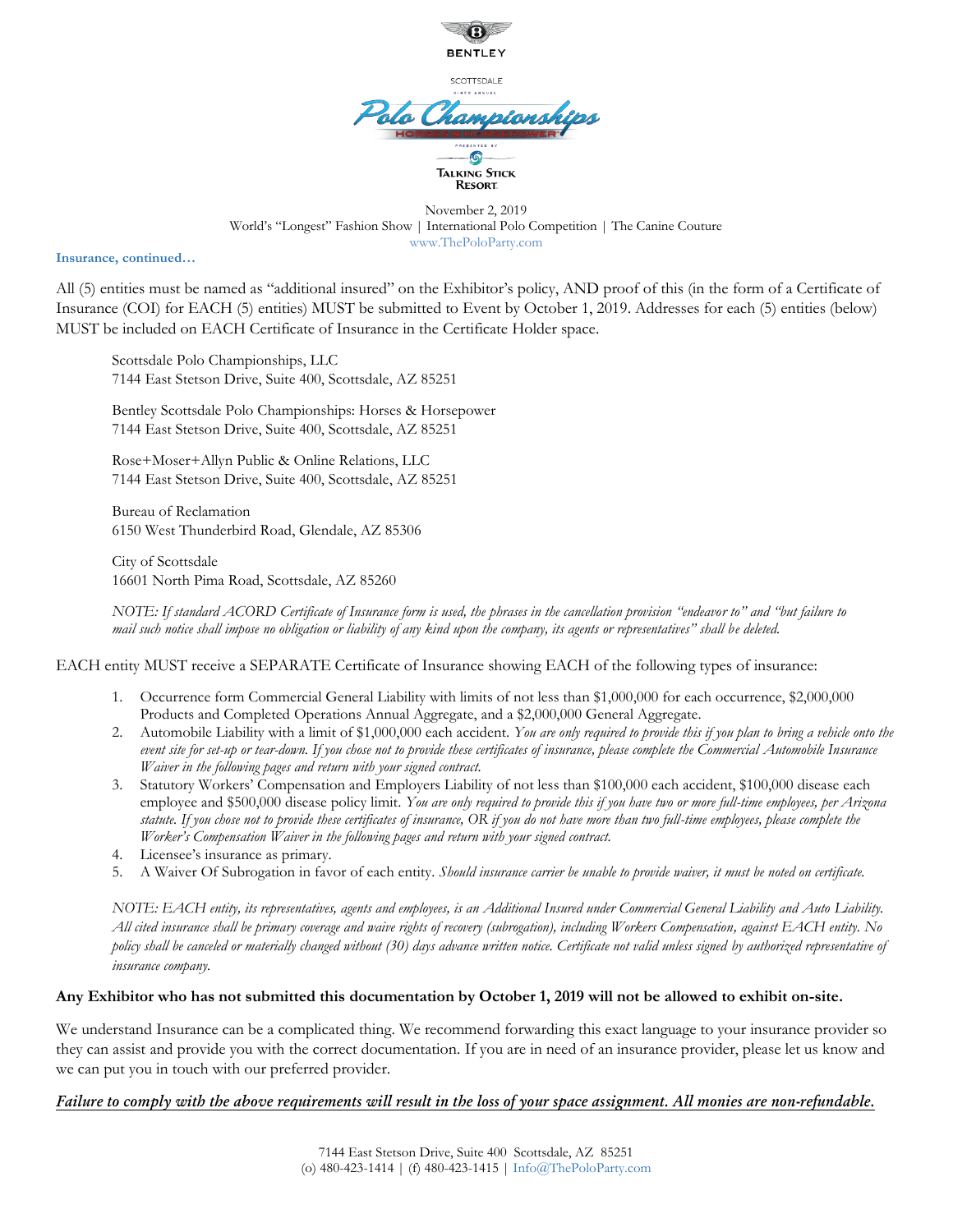**Insurance, continued…**

All (5) entities must be named as "additional insured" on the Exhibitor's policy, AND proof of this (in the form of a Certificate of Insurance (COI) for EACH (5) entities) MUST be submitted to Event by October 1, 2019. Addresses for each (5) entities (below) MUST be included on EACH Certificate of Insurance in the Certificate Holder space.

Scottsdale Polo Championships, LLC
7144 East Stetson Drive, Suite 400, Scottsdale, AZ 85251

Bentley Scottsdale Polo Championships: Horses & Horsepower
7144 East Stetson Drive, Suite 400, Scottsdale, AZ 85251

Rose+Moser+Allyn Public & Online Relations, LLC
7144 East Stetson Drive, Suite 400, Scottsdale, AZ 85251

Bureau of Reclamation
6150 West Thunderbird Road, Glendale, AZ 85306

City of Scottsdale
16601 North Pima Road, Scottsdale, AZ 85260

*NOTE: If standard ACORD Certificate of Insurance form is used, the phrases in the cancellation provision "endeavor to" and "but failure to mail such notice shall impose no obligation or liability of any kind upon the company, its agents or representatives" shall be deleted.*

EACH entity MUST receive a SEPARATE Certificate of Insurance showing EACH of the following types of insurance:

1. Occurrence form Commercial General Liability with limits of not less than $1,000,000 for each occurrence, $2,000,000 Products and Completed Operations Annual Aggregate, and a $2,000,000 General Aggregate.
2. Automobile Liability with a limit of $1,000,000 each accident. *You are only required to provide this if you plan to bring a vehicle onto the event site for set-up or tear-down. If you chose not to provide these certificates of insurance, please complete the Commercial Automobile Insurance Waiver in the following pages and return with your signed contract.*
3. Statutory Workers' Compensation and Employers Liability of not less than $100,000 each accident, $100,000 disease each employee and $500,000 disease policy limit. *You are only required to provide this if you have two or more full-time employees, per Arizona statute. If you chose not to provide these certificates of insurance, OR if you do not have more than two full-time employees, please complete the Worker's Compensation Waiver in the following pages and return with your signed contract.*
4. Licensee's insurance as primary.
5. A Waiver Of Subrogation in favor of each entity. *Should insurance carrier be unable to provide waiver, it must be noted on certificate.*

*NOTE: EACH entity, its representatives, agents and employees, is an Additional Insured under Commercial General Liability and Auto Liability. All cited insurance shall be primary coverage and waive rights of recovery (subrogation), including Workers Compensation, against EACH entity. No policy shall be canceled or materially changed without (30) days advance written notice. Certificate not valid unless signed by authorized representative of insurance company.*

**Any Exhibitor who has not submitted this documentation by October 1, 2019 will not be allowed to exhibit on-site.**

We understand Insurance can be a complicated thing. We recommend forwarding this exact language to your insurance provider so they can assist and provide you with the correct documentation. If you are in need of an insurance provider, please let us know and we can put you in touch with our preferred provider.

***Failure to comply with the above requirements will result in the loss of your space assignment. All monies are non-refundable.***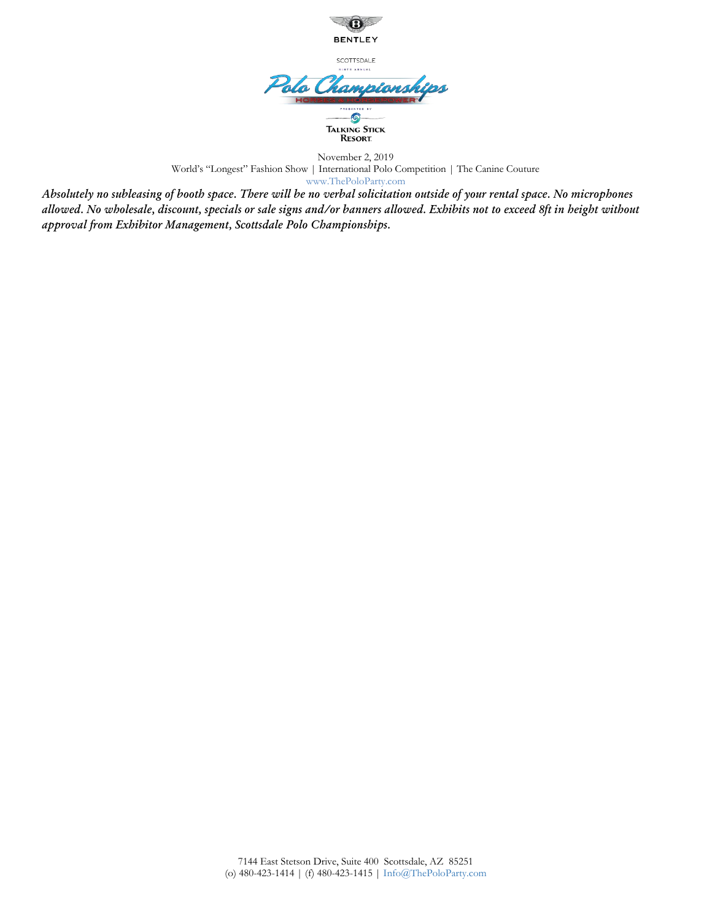BENTLEY

SCOTTSDALE

NINTH ANNUAL

Polo Championships

HORSES & HORSEPOWER

PRESENTED BY

TALKING STICK RESORT

November 2, 2019
World's "Longest" Fashion Show | International Polo Competition | The Canine Couture
www.ThePoloParty.com

***Absolutely no subleasing of booth space. There will be no verbal solicitation outside of your rental space. No microphones allowed. No wholesale, discount, specials or sale signs and/or banners allowed. Exhibits not to exceed 8ft in height without approval from Exhibitor Management, Scottsdale Polo Championships.***

7144 East Stetson Drive, Suite 400 Scottsdale, AZ 85251
(o) 480-423-1414 | (f) 480-423-1415 | Info@ThePoloParty.com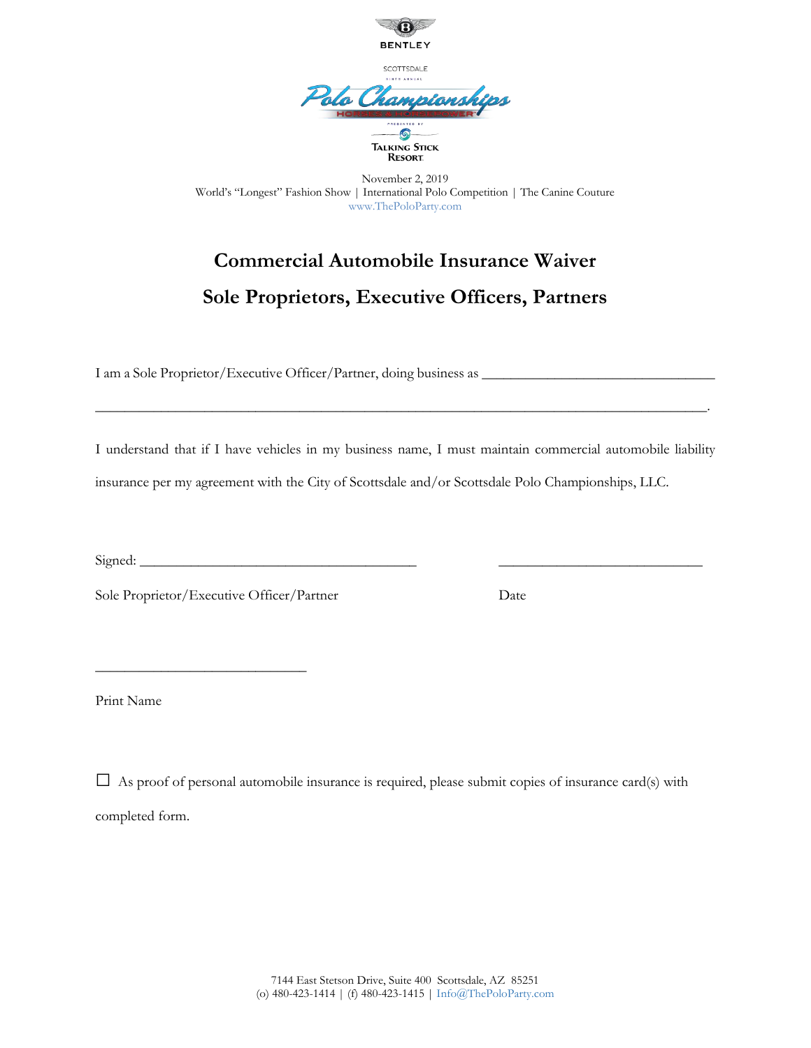BENTLEY

SCOTTSDALE

Polo Championships

HORSES & HORSEPOWER

PRESENTED BY

TALKING STICK RESORT

November 2, 2019
World's "Longest" Fashion Show | International Polo Competition | The Canine Couture
www.ThePoloParty.com

# Commercial Automobile Insurance Waiver

## Sole Proprietors, Executive Officers, Partners

I am a Sole Proprietor/Executive Officer/Partner, doing business as ________________________________

________________________________________________________________________________.

I understand that if I have vehicles in my business name, I must maintain commercial automobile liability insurance per my agreement with the City of Scottsdale and/or Scottsdale Polo Championships, LLC.

Signed: ______________________________________ ____________________________

Sole Proprietor/Executive Officer/Partner Date

____________________________

Print Name

☐ As proof of personal automobile insurance is required, please submit copies of insurance card(s) with completed form.

7144 East Stetson Drive, Suite 400 Scottsdale, AZ 85251
(o) 480-423-1414 | (f) 480-423-1415 | Info@ThePoloParty.com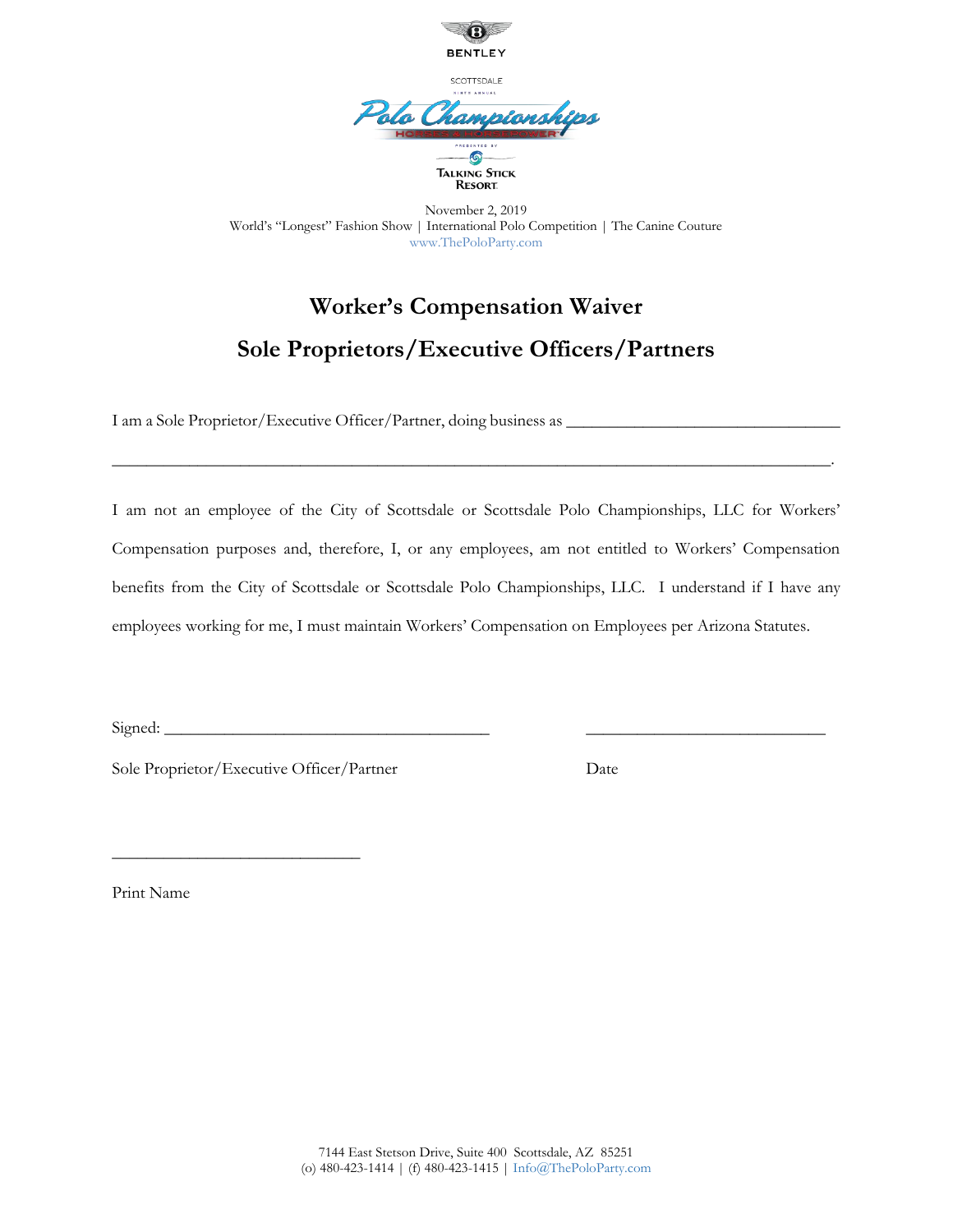BENTLEY

SCOTTSDALE

NINTH ANNUAL

Polo Championships

HORSES & HORSEPOWER

PRESENTED BY

TALKING STICK RESORT

November 2, 2019
World's "Longest" Fashion Show | International Polo Competition | The Canine Couture
www.ThePoloParty.com

# Worker's Compensation Waiver

## Sole Proprietors/Executive Officers/Partners

I am a Sole Proprietor/Executive Officer/Partner, doing business as ________________________________

__________________________________________________________________________________.

I am not an employee of the City of Scottsdale or Scottsdale Polo Championships, LLC for Workers' Compensation purposes and, therefore, I, or any employees, am not entitled to Workers' Compensation benefits from the City of Scottsdale or Scottsdale Polo Championships, LLC. I understand if I have any employees working for me, I must maintain Workers' Compensation on Employees per Arizona Statutes.

Signed: ______________________________________ ____________________________

Sole Proprietor/Executive Officer/Partner Date

_____________________________

Print Name

7144 East Stetson Drive, Suite 400 Scottsdale, AZ 85251
(o) 480-423-1414 | (f) 480-423-1415 | Info@ThePoloParty.com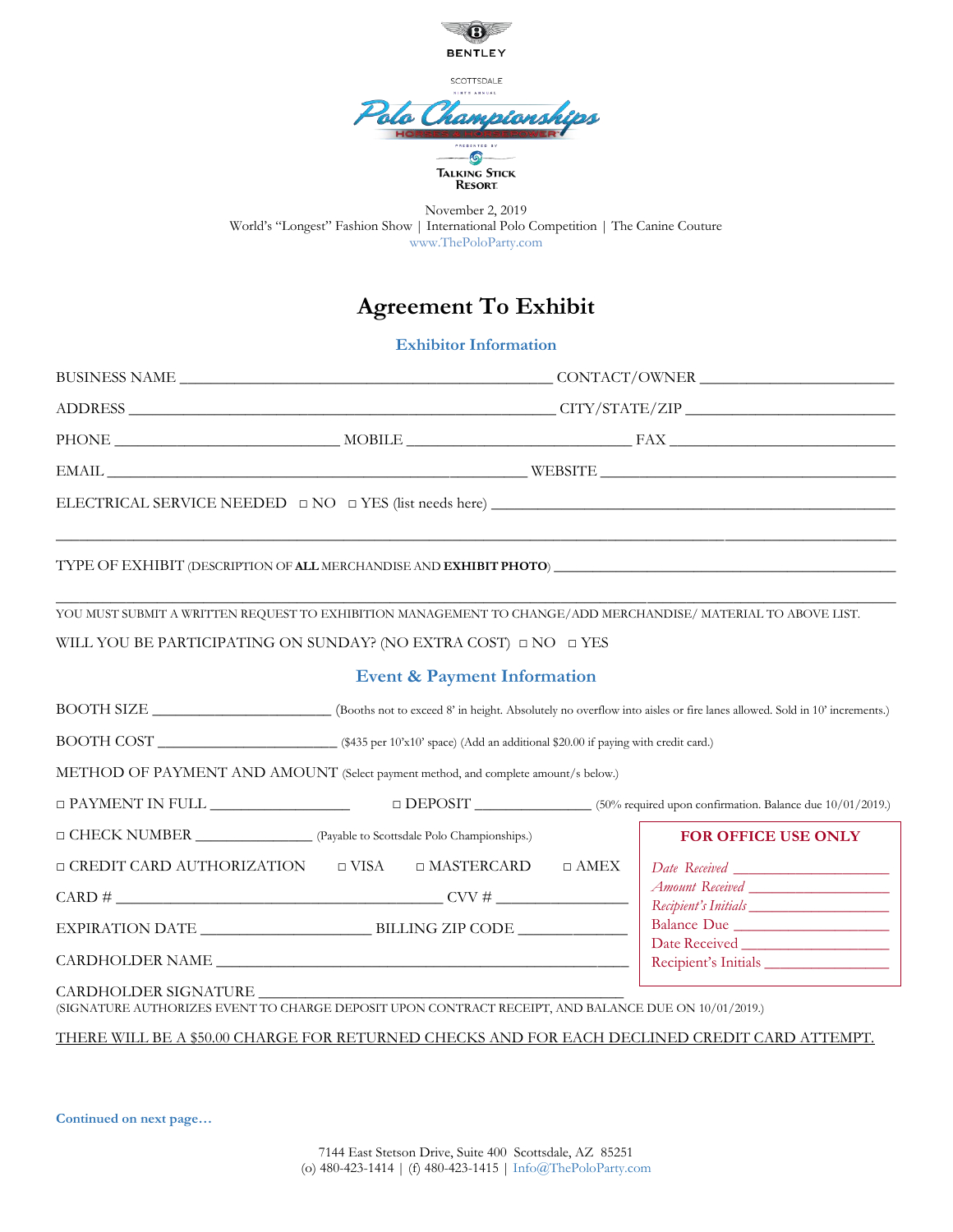BENTLEY

SCOTTSDALE

NINTH ANNUAL

# Polo Championships

HORSES & HORSEPOWER

PRESENTED BY

TALKING STICK RESORT

November 2, 2019

World's "Longest" Fashion Show | International Polo Competition | The Canine Couture

www.ThePoloParty.com

# Agreement To Exhibit

## Exhibitor Information

BUSINESS NAME ______________________________ CONTACT/OWNER ____________________

ADDRESS ____________________________________ CITY/STATE/ZIP ____________________

PHONE ____________________ MOBILE ____________________ FAX ____________________

EMAIL ____________________________________ WEBSITE ____________________________

ELECTRICAL SERVICE NEEDED ◻ NO ◻ YES (list needs here) ______________________________

__________________________________________________________________________

TYPE OF EXHIBIT (DESCRIPTION OF **ALL** MERCHANDISE AND **EXHIBIT PHOTO**) ______________________

__________________________________________________________________________

YOU MUST SUBMIT A WRITTEN REQUEST TO EXHIBITION MANAGEMENT TO CHANGE/ADD MERCHANDISE/ MATERIAL TO ABOVE LIST.

WILL YOU BE PARTICIPATING ON SUNDAY? (NO EXTRA COST) ◻ NO ◻ YES

## Event & Payment Information

BOOTH SIZE ____________________ (Booths not to exceed 8' in height. Absolutely no overflow into aisles or fire lanes allowed. Sold in 10' increments.)

BOOTH COST ____________________ ($435 per 10'x10' space) (Add an additional $20.00 if paying with credit card.)

METHOD OF PAYMENT AND AMOUNT (Select payment method, and complete amount/s below.)

◻ PAYMENT IN FULL ______________ ◻ DEPOSIT ______________ (50% required upon confirmation. Balance due 10/01/2019.)

◻ CHECK NUMBER ______________ (Payable to Scottsdale Polo Championships.)

◻ CREDIT CARD AUTHORIZATION ◻ VISA ◻ MASTERCARD ◻ AMEX

CARD # ________________________________ CVV # ______________

EXPIRATION DATE ____________________ BILLING ZIP CODE ______________

CARDHOLDER NAME ________________________________________

CARDHOLDER SIGNATURE ________________________________________

(SIGNATURE AUTHORIZES EVENT TO CHARGE DEPOSIT UPON CONTRACT RECEIPT, AND BALANCE DUE ON 10/01/2019.)

**FOR OFFICE USE ONLY**

*Date Received* ____________________

*Amount Received* ____________________

*Recipient's Initials* ____________________

Balance Due ____________________

Date Received ____________________

Recipient's Initials ____________________

THERE WILL BE A $50.00 CHARGE FOR RETURNED CHECKS AND FOR EACH DECLINED CREDIT CARD ATTEMPT.

**Continued on next page…**

7144 East Stetson Drive, Suite 400 Scottsdale, AZ 85251

(o) 480-423-1414 | (f) 480-423-1415 | Info@ThePoloParty.com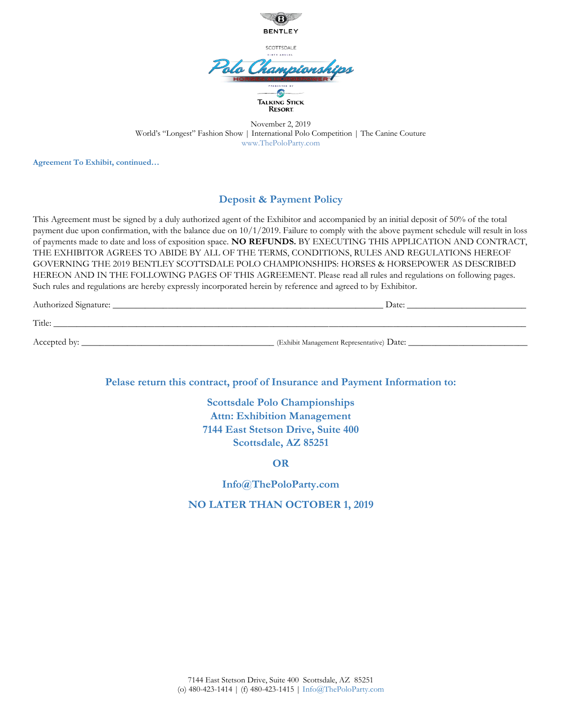BENTLEY

SCOTTSDALE

NINTH ANNUAL

Polo Championships

HORSES & HORSEPOWER

PRESENTED BY

TALKING STICK RESORT

November 2, 2019
World's "Longest" Fashion Show | International Polo Competition | The Canine Couture
www.ThePoloParty.com

**Agreement To Exhibit, continued…**

## Deposit & Payment Policy

This Agreement must be signed by a duly authorized agent of the Exhibitor and accompanied by an initial deposit of 50% of the total payment due upon confirmation, with the balance due on 10/1/2019. Failure to comply with the above payment schedule will result in loss of payments made to date and loss of exposition space. **NO REFUNDS.** BY EXECUTING THIS APPLICATION AND CONTRACT, THE EXHIBITOR AGREES TO ABIDE BY ALL OF THE TERMS, CONDITIONS, RULES AND REGULATIONS HEREOF GOVERNING THE 2019 BENTLEY SCOTTSDALE POLO CHAMPIONSHIPS: HORSES & HORSEPOWER AS DESCRIBED HEREON AND IN THE FOLLOWING PAGES OF THIS AGREEMENT. Please read all rules and regulations on following pages. Such rules and regulations are hereby expressly incorporated herein by reference and agreed to by Exhibitor.

Authorized Signature: ________________________________________________ Date: ______________________

Title: ______________________________________________________________________________________

Accepted by: ____________________________________ (Exhibit Management Representative) Date: ______________________

### Pelase return this contract, proof of Insurance and Payment Information to:

**Scottsdale Polo Championships**
**Attn: Exhibition Management**
**7144 East Stetson Drive, Suite 400**
**Scottsdale, AZ 85251**

**OR**

**Info@ThePoloParty.com**

**NO LATER THAN OCTOBER 1, 2019**

7144 East Stetson Drive, Suite 400 Scottsdale, AZ 85251
(o) 480-423-1414 | (f) 480-423-1415 | Info@ThePoloParty.com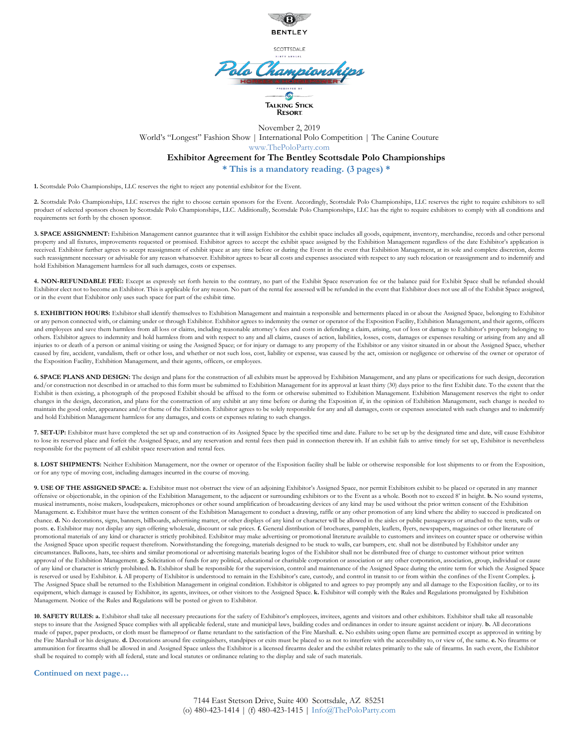BENTLEY

SCOTTSDALE

Polo Championships

HORSES & HORSEPOWER

PRESENTED BY

TALKING STICK RESORT

November 2, 2019

World's "Longest" Fashion Show | International Polo Competition | The Canine Couture

www.ThePoloParty.com

## Exhibitor Agreement for The Bentley Scottsdale Polo Championships

**\* This is a mandatory reading. (3 pages) \***

**1.** Scottsdale Polo Championships, LLC reserves the right to reject any potential exhibitor for the Event.

**2.** Scottsdale Polo Championships, LLC reserves the right to choose certain sponsors for the Event. Accordingly, Scottsdale Polo Championships, LLC reserves the right to require exhibitors to sell product of selected sponsors chosen by Scottsdale Polo Championships, LLC. Additionally, Scottsdale Polo Championships, LLC has the right to require exhibitors to comply with all conditions and requirements set forth by the chosen sponsor.

**3. SPACE ASSIGNMENT:** Exhibition Management cannot guarantee that it will assign Exhibitor the exhibit space includes all goods, equipment, inventory, merchandise, records and other personal property and all fixtures, improvements requested or promised. Exhibitor agrees to accept the exhibit space assigned by the Exhibition Management regardless of the date Exhibitor's application is received. Exhibitor further agrees to accept reassignment of exhibit space at any time before or during the Event in the event that Exhibition Management, at its sole and complete discretion, deems such reassignment necessary or advisable for any reason whatsoever. Exhibitor agrees to bear all costs and expenses associated with respect to any such relocation or reassignment and to indemnify and hold Exhibition Management harmless for all such damages, costs or expenses.

**4. NON-REFUNDABLE FEE:** Except as expressly set forth herein to the contrary, no part of the Exhibit Space reservation fee or the balance paid for Exhibit Space shall be refunded should Exhibitor elect not to become an Exhibitor. This is applicable for any reason. No part of the rental fee assessed will be refunded in the event that Exhibitor does not use all of the Exhibit Space assigned, or in the event that Exhibitor only uses such space for part of the exhibit time.

**5. EXHIBITION HOURS:** Exhibitor shall identify themselves to Exhibition Management and maintain a responsible and betterments placed in or about the Assigned Space, belonging to Exhibitor or any person connected with, or claiming under or through Exhibitor. Exhibitor agrees to indemnity the owner or operator of the Exposition Facility, Exhibition Management, and their agents, officers and employees and save them harmless from all loss or claims, including reasonable attorney's fees and costs in defending a claim, arising, out of loss or damage to Exhibitor's property belonging to others. Exhibitor agrees to indemnity and hold harmless from and with respect to any and all claims, causes of action, liabilities, losses, costs, damages or expenses resulting or arising from any and all injuries to or death of a person or animal visiting or using the Assigned Space; or for injury or damage to any property of the Exhibitor or any visitor situated in or about the Assigned Space, whether caused by fire, accident, vandalism, theft or other loss, and whether or not such loss, cost, liability or expense, was caused by the act, omission or negligence or otherwise of the owner or operator of the Exposition Facility, Exhibition Management, and their agents, officers, or employees.

**6. SPACE PLANS AND DESIGN:** The design and plans for the construction of all exhibits must be approved by Exhibition Management, and any plans or specifications for such design, decoration and/or construction not described in or attached to this form must be submitted to Exhibition Management for its approval at least thirty (30) days prior to the first Exhibit date. To the extent that the Exhibit is then existing, a photograph of the proposed Exhibit should be affixed to the form or otherwise submitted to Exhibition Management. Exhibition Management reserves the right to order changes in the design, decoration, and plans for the construction of any exhibit at any time before or during the Exposition if, in the opinion of Exhibition Management, such change is needed to maintain the good order, appearance and/or theme of the Exhibition. Exhibitor agrees to be solely responsible for any and all damages, costs or expenses associated with such changes and to indemnify and hold Exhibition Management harmless for any damages, and costs or expenses relating to such changes.

**7. SET-UP:** Exhibitor must have completed the set up and construction of its Assigned Space by the specified time and date. Failure to be set up by the designated time and date, will cause Exhibitor to lose its reserved place and forfeit the Assigned Space, and any reservation and rental fees then paid in connection therewith. If an exhibit fails to arrive timely for set up, Exhibitor is nevertheless responsible for the payment of all exhibit space reservation and rental fees.

**8. LOST SHIPMENTS:** Neither Exhibition Management, nor the owner or operator of the Exposition facility shall be liable or otherwise responsible for lost shipments to or from the Exposition, or for any type of moving cost, including damages incurred in the course of moving.

**9. USE OF THE ASSIGNED SPACE: a.** Exhibitor must not obstruct the view of an adjoining Exhibitor's Assigned Space, nor permit Exhibitors exhibit to be placed or operated in any manner offensive or objectionable, in the opinion of the Exhibition Management, to the adjacent or surrounding exhibitors or to the Event as a whole. Booth not to exceed 8' in height. **b.** No sound systems, musical instruments, noise makers, loudspeakers, microphones or other sound amplification of broadcasting devices of any kind may be used without the prior written consent of the Exhibition Management. **c.** Exhibitor must have the written consent of the Exhibition Management to conduct a drawing, raffle or any other promotion of any kind where the ability to succeed is predicated on chance. **d.** No decorations, signs, banners, billboards, advertising matter, or other displays of any kind or character will be allowed in the aisles or public passageways or attached to the tents, walls or posts. **e.** Exhibitor may not display any sign offering wholesale, discount or sale prices. **f.** General distribution of brochures, pamphlets, leaflets, flyers, newspapers, magazines or other literature of promotional materials of any kind or character is strictly prohibited. Exhibitor may make advertising or promotional literature available to customers and invitees on counter space or otherwise within the Assigned Space upon specific request therefrom. Notwithstanding the foregoing, materials designed to be stuck to walls, car bumpers, etc. shall not be distributed by Exhibitor under any circumstances. Balloons, hats, tee-shirts and similar promotional or advertising materials bearing logos of the Exhibitor shall not be distributed free of charge to customer without prior written approval of the Exhibition Management. **g.** Solicitation of funds for any political, educational or charitable corporation or association or any other corporation, association, group, individual or cause of any kind or character is strictly prohibited. **h.** Exhibitor shall be responsible for the supervision, control and maintenance of the Assigned Space during the entire term for which the Assigned Space is reserved or used by Exhibitor. **i.** All property of Exhibitor is understood to remain in the Exhibitor's care, custody, and control in transit to or from within the confines of the Event Complex. **j.** The Assigned Space shall be returned to the Exhibition Management in original condition. Exhibitor is obligated to and agrees to pay promptly any and all damage to the Exposition facility, or to its equipment, which damage is caused by Exhibitor, its agents, invitees, or other visitors to the Assigned Space. **k.** Exhibitor will comply with the Rules and Regulations promulgated by Exhibition Management. Notice of the Rules and Regulations will be posted or given to Exhibitor.

**10. SAFETY RULES: a.** Exhibitor shall take all necessary precautions for the safety of Exhibitor's employees, invitees, agents and visitors and other exhibitors. Exhibitor shall take all reasonable steps to insure that the Assigned Space complies with all applicable federal, state and municipal laws, building codes and ordinances in order to insure against accident or injury. **b.** All decorations made of paper, paper products, or cloth must be flameproof or flame retardant to the satisfaction of the Fire Marshall. **c.** No exhibits using open flame are permitted except as approved in writing by the Fire Marshall or his designate. **d.** Decorations around fire extinguishers, standpipes or exits must be placed so as not to interfere with the accessibility to, or view of, the same. **e.** No firearms or ammunition for firearms shall be allowed in and Assigned Space unless the Exhibitor is a licensed firearms dealer and the exhibit relates primarily to the sale of firearms. In such event, the Exhibitor shall be required to comply with all federal, state and local statutes or ordinance relating to the display and sale of such materials.

**Continued on next page…**

7144 East Stetson Drive, Suite 400 Scottsdale, AZ 85251
(o) 480-423-1414 | (f) 480-423-1415 | Info@ThePoloParty.com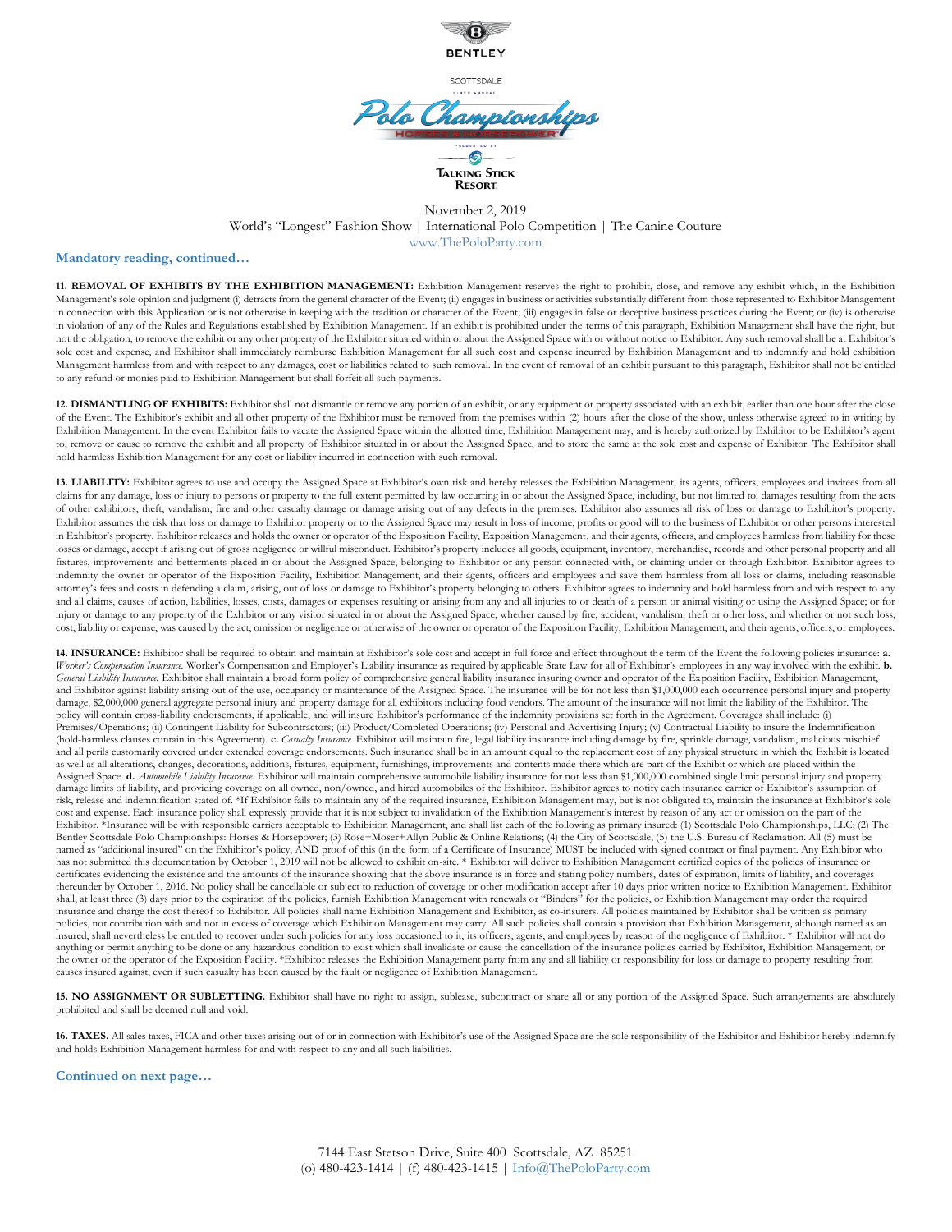November 2, 2019
World's "Longest" Fashion Show | International Polo Competition | The Canine Couture
www.ThePoloParty.com

**Mandatory reading, continued…**

**11. REMOVAL OF EXHIBITS BY THE EXHIBITION MANAGEMENT:** Exhibition Management reserves the right to prohibit, close, and remove any exhibit which, in the Exhibition Management's sole opinion and judgment (i) detracts from the general character of the Event; (ii) engages in business or activities substantially different from those represented to Exhibitor Management in connection with this Application or is not otherwise in keeping with the tradition or character of the Event; (iii) engages in false or deceptive business practices during the Event; or (iv) is otherwise in violation of any of the Rules and Regulations established by Exhibition Management. If an exhibit is prohibited under the terms of this paragraph, Exhibition Management shall have the right, but not the obligation, to remove the exhibit or any other property of the Exhibitor situated within or about the Assigned Space with or without notice to Exhibitor. Any such removal shall be at Exhibitor's sole cost and expense, and Exhibitor shall immediately reimburse Exhibition Management for all such cost and expense incurred by Exhibition Management and to indemnify and hold exhibition Management harmless from and with respect to any damages, cost or liabilities related to such removal. In the event of removal of an exhibit pursuant to this paragraph, Exhibitor shall not be entitled to any refund or monies paid to Exhibition Management but shall forfeit all such payments.

**12. DISMANTLING OF EXHIBITS:** Exhibitor shall not dismantle or remove any portion of an exhibit, or any equipment or property associated with an exhibit, earlier than one hour after the close of the Event. The Exhibitor's exhibit and all other property of the Exhibitor must be removed from the premises within (2) hours after the close of the show, unless otherwise agreed to in writing by Exhibition Management. In the event Exhibitor fails to vacate the Assigned Space within the allotted time, Exhibition Management may, and is hereby authorized by Exhibitor to be Exhibitor's agent to, remove or cause to remove the exhibit and all property of Exhibitor situated in or about the Assigned Space, and to store the same at the sole cost and expense of Exhibitor. The Exhibitor shall hold harmless Exhibition Management for any cost or liability incurred in connection with such removal.

**13. LIABILITY:** Exhibitor agrees to use and occupy the Assigned Space at Exhibitor's own risk and hereby releases the Exhibition Management, its agents, officers, employees and invitees from all claims for any damage, loss or injury to persons or property to the full extent permitted by law occurring in or about the Assigned Space, including, but not limited to, damages resulting from the acts of other exhibitors, theft, vandalism, fire and other casualty damage or damage arising out of any defects in the premises. Exhibitor also assumes all risk of loss or damage to Exhibitor's property. Exhibitor assumes the risk that loss or damage to Exhibitor property or to the Assigned Space may result in loss of income, profits or good will to the business of Exhibitor or other persons interested in Exhibitor's property. Exhibitor releases and holds the owner or operator of the Exposition Facility, Exposition Management, and their agents, officers, and employees harmless from liability for these losses or damage, accept if arising out of gross negligence or willful misconduct. Exhibitor's property includes all goods, equipment, inventory, merchandise, records and other personal property and all fixtures, improvements and betterments placed in or about the Assigned Space, belonging to Exhibitor or any person connected with, or claiming under or through Exhibitor. Exhibitor agrees to indemnity the owner or operator of the Exposition Facility, Exhibition Management, and their agents, officers and employees and save them harmless from all losses or claims, including reasonable attorney's fees and costs in defending a claim, arising, out of loss or damage to Exhibitor's property belonging to others. Exhibitor agrees to indemnity and hold harmless from and with respect to any and all claims, causes of action, liabilities, losses, costs, damages or expenses resulting or arising from any and all injuries to or death of a person or animal visiting or using the Assigned Space; or for injury or damage to any property of the Exhibitor or any visitor situated in or about the Assigned Space, whether caused by fire, accident, vandalism, theft or other loss, and whether or not such loss, cost, liability or expense, was caused by the act, omission or negligence or otherwise of the owner or operator of the Exposition Facility, Exhibition Management, and their agents, officers, or employees.

**14. INSURANCE:** Exhibitor shall be required to obtain and maintain at Exhibitor's sole cost and accept in full force and effect throughout the term of the Event the following policies insurance: **a.** *Worker's Compensation Insurance.* Worker's Compensation and Employer's Liability insurance as required by applicable State Law for all of Exhibitor's employees in any way involved with the exhibit. **b.** *General Liability Insurance.* Exhibitor shall maintain a broad form policy of comprehensive general liability insurance insuring owner and operator of the Exposition Facility, Exhibition Management, and Exhibitor against liability arising out of the use, occupancy or maintenance of the Assigned Space. The insurance will be for not less than $1,000,000 each occurrence personal injury and property damage, $2,000,000 general aggregate personal injury and property damage for all exhibitors including food vendors. The amount of the insurance will not limit the liability of the Exhibitor. The policy will contain cross-liability endorsements, if applicable, and will insure Exhibitor's performance of the indemnity provisions set forth in the Agreement. Coverages shall include: (i) Premises/Operations; (ii) Contingent Liability for Subcontractors; (iii) Product/Completed Operations; (iv) Personal and Advertising Injury; (v) Contractual Liability to insure the Indemnification (hold-harmless clauses contain in this Agreement). **c.** *Casualty Insurance.* Exhibitor will maintain fire, legal liability insurance including damage by fire, sprinkle damage, vandalism, malicious mischief and all perils customarily covered under extended coverage endorsements. Such insurance shall be in an amount equal to the replacement cost of any physical structure in which the Exhibit is located as well as all alterations, changes, decorations, additions, fixtures, equipment, furnishings, improvements and contents made there which are part of the Exhibit or which are placed within the Assigned Space. **d.** *Automobile Liability Insurance.* Exhibitor will maintain comprehensive automobile liability insurance for not less than $1,000,000 combined single limit personal injury and property damage limits of liability, and providing coverage on all owned, non/owned, and hired automobiles of the Exhibitor. Exhibitor agrees to notify each insurance carrier of Exhibitor's assumption of risk, release and indemnification stated of. *If Exhibitor fails to maintain any of the required insurance, Exhibition Management may, but is not obligated to, maintain the insurance at Exhibitor's sole cost and expense. Each insurance policy shall expressly provide that it is not subject to invalidation of the Exhibition Management's interest by reason of any act or omission on the part of the Exhibitor. *Insurance will be with responsible carriers acceptable to Exhibition Management, and shall list each of the following as primary insured: (1) Scottsdale Polo Championships, LLC; (2) The Bentley Scottsdale Polo Championships: Horses & Horsepower; (3) Rose+Moser+Allyn Public & Online Relations; (4) the City of Scottsdale; (5) the U.S. Bureau of Reclamation. All (5) must be named as "additional insured" on the Exhibitor's policy, AND proof of this (in the form of a Certificate of Insurance) MUST be included with signed contract or final payment. Any Exhibitor who has not submitted this documentation by October 1, 2019 will not be allowed to exhibit on-site. * Exhibitor will deliver to Exhibition Management certified copies of the policies of insurance or certificates evidencing the existence and the amounts of the insurance showing that the above insurance is in force and stating policy numbers, dates of expiration, limits of liability, and coverages thereunder by October 1, 2016. No policy shall be cancellable or subject to reduction of coverage or other modification accept after 10 days prior written notice to Exhibition Management. Exhibitor shall, at least three (3) days prior to the expiration of the policies, furnish Exhibition Management with renewals or "Binders" for the policies, or Exhibition Management may order the required insurance and charge the cost thereof to Exhibitor. All policies shall name Exhibition Management and Exhibitor, as co-insurers. All policies maintained by Exhibitor shall be written as primary policies, not contribution with and not in excess of coverage which Exhibition Management may carry. All such policies shall contain a provision that Exhibition Management, although named as an insured, shall nevertheless be entitled to recover under such policies for any loss occasioned to it, its officers, agents, and employees by reason of the negligence of Exhibitor. * Exhibitor will not do anything or permit anything to be done or any hazardous condition to exist which shall invalidate or cause the cancellation of to the insurance policies carried by Exhibitor, Exhibition Management, or the owner or the operator of the Exposition Facility. *Exhibitor releases the Exhibition Management party from any and all liability or responsibility for loss or damage to property resulting from causes insured against, even if such casualty has been caused by the fault or negligence of Exhibition Management.

**15. NO ASSIGNMENT OR SUBLETTING.** Exhibitor shall have no right to assign, sublease, subcontract or share all or any portion of the Assigned Space. Such arrangements are absolutely prohibited and shall be deemed null and void.

**16. TAXES.** All sales taxes, FICA and other taxes arising out of or in connection with Exhibitor's use of the Assigned Space are the sole responsibility of the Exhibitor and Exhibitor hereby indemnify and holds Exhibition Management harmless for and with respect to any and all such liabilities.

**Continued on next page…**

7144 East Stetson Drive, Suite 400 Scottsdale, AZ 85251
(o) 480-423-1414 | (f) 480-423-1415 | Info@ThePoloParty.com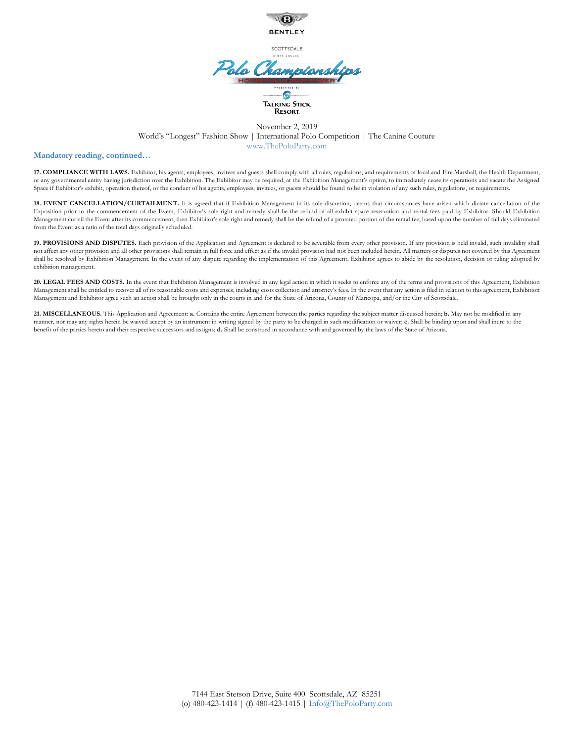BENTLEY

SCOTTSDALE

Polo Championships

HORSES & HORSEPOWER

PRESENTED BY

TALKING STICK RESORT

November 2, 2019

World's "Longest" Fashion Show | International Polo Competition | The Canine Couture

www.ThePoloParty.com

### Mandatory reading, continued…

**17. COMPLIANCE WITH LAWS.** Exhibitor, his agents, employees, invitees and guests shall comply with all rules, regulations, and requirements of local and Fire Marshall, the Health Department, or any governmental entity having jurisdiction over the Exhibition. The Exhibitor may be required, at the Exhibition Management's option, to immediately cease its operations and vacate the Assigned Space if Exhibitor's exhibit, operation thereof, or the conduct of his agents, employees, invitees, or guests should be found to be in violation of any such rules, regulations, or requirements.

**18. EVENT CANCELLATION/CURTAILMENT.** It is agreed that if Exhibition Management in its sole discretion, deems that circumstances have arisen which dictate cancellation of the Exposition prior to the commencement of the Event, Exhibitor's sole right and remedy shall be the refund of all exhibit space reservation and rental fees paid by Exhibitor. Should Exhibition Management curtail the Event after its commencement, then Exhibitor's sole right and remedy shall be the refund of a prorated portion of the rental fee, based upon the number of full days eliminated from the Event as a ratio of the total days originally scheduled.

**19. PROVISIONS AND DISPUTES.** Each provision of the Application and Agreement is declared to be severable from every other provision. If any provision is held invalid, such invalidity shall not affect any other provision and all other provisions shall remain in full force and effect as if the invalid provision had not been included herein. All matters or disputes not covered by this Agreement shall be resolved by Exhibition Management. In the event of any dispute regarding the implementation of this Agreement, Exhibitor agrees to abide by the resolution, decision or ruling adopted by exhibition management.

**20. LEGAL FEES AND COSTS.** In the event that Exhibition Management is involved in any legal action in which it seeks to enforce any of the terms and provisions of this Agreement, Exhibition Management shall be entitled to recover all of its reasonable costs and expenses, including costs collection and attorney's fees. In the event that any action is filed in relation to this agreement, Exhibition Management and Exhibitor agree such an action shall be brought only in the courts in and for the State of Arizona, County of Maricopa, and/or the City of Scottsdale.

**21. MISCELLANEOUS.** This Application and Agreement: **a.** Contains the entire Agreement between the parties regarding the subject matter discussed herein; **b.** May not be modified in any manner, nor may any rights herein be waived accept by an instrument in writing signed by the party to be charged in such modification or waiver; **c.** Shall be binding upon and shall inure to the benefit of the parties hereto and their respective successors and assigns; **d.** Shall be construed in accordance with and governed by the laws of the State of Arizona.

7144 East Stetson Drive, Suite 400 Scottsdale, AZ 85251

(o) 480-423-1414 | (f) 480-423-1415 | Info@ThePoloParty.com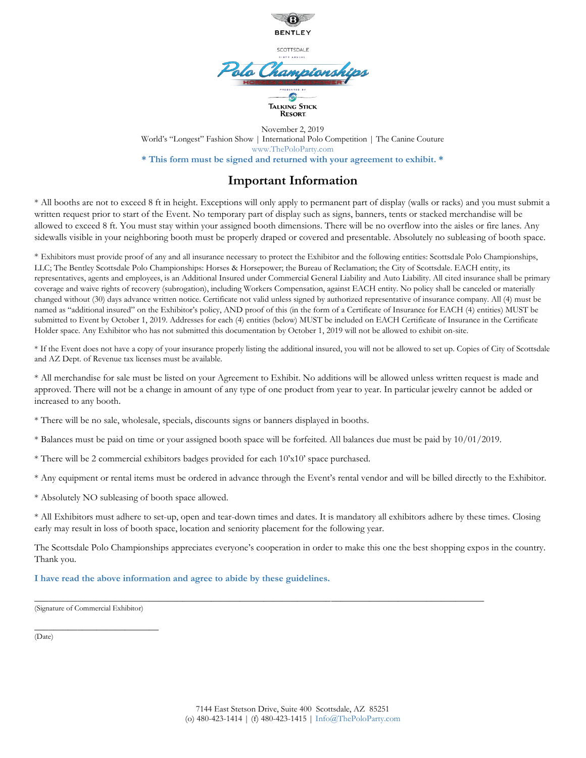BENTLEY

SCOTTSDALE

Polo Championships

HORSES & HORSEPOWER

PRESENTED BY

Talking Stick Resort

November 2, 2019

World's "Longest" Fashion Show | International Polo Competition | The Canine Couture

www.ThePoloParty.com

**\* This form must be signed and returned with your agreement to exhibit. \***

# Important Information

\* All booths are not to exceed 8 ft in height. Exceptions will only apply to permanent part of display (walls or racks) and you must submit a written request prior to start of the Event. No temporary part of display such as signs, banners, tents or stacked merchandise will be allowed to exceed 8 ft. You must stay within your assigned booth dimensions. There will be no overflow into the aisles or fire lanes. Any sidewalls visible in your neighboring booth must be properly draped or covered and presentable. Absolutely no subleasing of booth space.

\* Exhibitors must provide proof of any and all insurance necessary to protect the Exhibitor and the following entities: Scottsdale Polo Championships, LLC; The Bentley Scottsdale Polo Championships: Horses & Horsepower; the Bureau of Reclamation; the City of Scottsdale. EACH entity, its representatives, agents and employees, is an Additional Insured under Commercial General Liability and Auto Liability. All cited insurance shall be primary coverage and waive rights of recovery (subrogation), including Workers Compensation, against EACH entity. No policy shall be canceled or materially changed without (30) days advance written notice. Certificate not valid unless signed by authorized representative of insurance company. All (4) must be named as "additional insured" on the Exhibitor's policy, AND proof of this (in the form of a Certificate of Insurance for EACH (4) entities) MUST be submitted to Event by October 1, 2019. Addresses for each (4) entities (below) MUST be included on EACH Certificate of Insurance in the Certificate Holder space. Any Exhibitor who has not submitted this documentation by October 1, 2019 will not be allowed to exhibit on-site.

\* If the Event does not have a copy of your insurance properly listing the additional insured, you will not be allowed to set up. Copies of City of Scottsdale and AZ Dept. of Revenue tax licenses must be available.

\* All merchandise for sale must be listed on your Agreement to Exhibit. No additions will be allowed unless written request is made and approved. There will not be a change in amount of any type of one product from year to year. In particular jewelry cannot be added or increased to any booth.

\* There will be no sale, wholesale, specials, discounts signs or banners displayed in booths.

\* Balances must be paid on time or your assigned booth space will be forfeited. All balances due must be paid by 10/01/2019.

\* There will be 2 commercial exhibitors badges provided for each 10'x10' space purchased.

\* Any equipment or rental items must be ordered in advance through the Event's rental vendor and will be billed directly to the Exhibitor.

\* Absolutely NO subleasing of booth space allowed.

\* All Exhibitors must adhere to set-up, open and tear-down times and dates. It is mandatory all exhibitors adhere by these times. Closing early may result in loss of booth space, location and seniority placement for the following year.

The Scottsdale Polo Championships appreciates everyone's cooperation in order to make this one the best shopping expos in the country. Thank you.

**I have read the above information and agree to abide by these guidelines.**

_______________________________________________

(Signature of Commercial Exhibitor)

_______________________

(Date)

7144 East Stetson Drive, Suite 400 Scottsdale, AZ 85251

(o) 480-423-1414 | (f) 480-423-1415 | Info@ThePoloParty.com